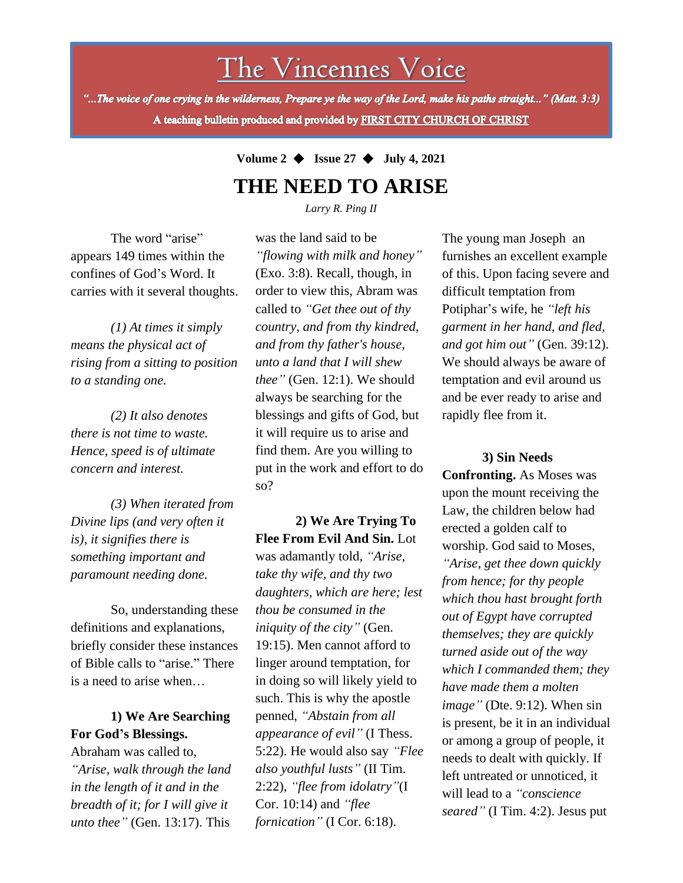# The Vincennes Voice

*"...The voice of one crying in the wilderness, Prepare ye the way of the Lord, make his paths straight..." (Matt. 3:3)*

**A teaching bulletin produced and provided by FIRST CITY CHURCH OF CHRIST**

**Volume 2 ◆ Issue 27 ◆ July 4, 2021**

## THE NEED TO ARISE

*Larry R. Ping II*

The word "arise" appears 149 times within the confines of God's Word. It carries with it several thoughts.

*(1) At times it simply means the physical act of rising from a sitting to position to a standing one.*

*(2) It also denotes there is not time to waste. Hence, speed is of ultimate concern and interest.*

*(3) When iterated from Divine lips (and very often it is), it signifies there is something important and paramount needing done.*

So, understanding these definitions and explanations, briefly consider these instances of Bible calls to "arise." There is a need to arise when…

**1) We Are Searching For God's Blessings.** Abraham was called to, *"Arise, walk through the land in the length of it and in the breadth of it; for I will give it unto thee"* (Gen. 13:17). This was the land said to be *"flowing with milk and honey"* (Exo. 3:8). Recall, though, in order to view this, Abram was called to *"Get thee out of thy country, and from thy kindred, and from thy father's house, unto a land that I will shew thee"* (Gen. 12:1). We should always be searching for the blessings and gifts of God, but it will require us to arise and find them. Are you willing to put in the work and effort to do so?

**2) We Are Trying To Flee From Evil And Sin.** Lot was adamantly told, *"Arise, take thy wife, and thy two daughters, which are here; lest thou be consumed in the iniquity of the city"* (Gen. 19:15). Men cannot afford to linger around temptation, for in doing so will likely yield to such. This is why the apostle penned, *"Abstain from all appearance of evil"* (I Thess. 5:22). He would also say *"Flee also youthful lusts"* (II Tim. 2:22), *"flee from idolatry"*(I Cor. 10:14) and *"flee fornication"* (I Cor. 6:18). The young man Joseph an furnishes an excellent example of this. Upon facing severe and difficult temptation from Potiphar's wife, he *"left his garment in her hand, and fled, and got him out"* (Gen. 39:12). We should always be aware of temptation and evil around us and be ever ready to arise and rapidly flee from it.

**3) Sin Needs Confronting.** As Moses was upon the mount receiving the Law, the children below had erected a golden calf to worship. God said to Moses, *"Arise, get thee down quickly from hence; for thy people which thou hast brought forth out of Egypt have corrupted themselves; they are quickly turned aside out of the way which I commanded them; they have made them a molten image"* (Dte. 9:12). When sin is present, be it in an individual or among a group of people, it needs to dealt with quickly. If left untreated or unnoticed, it will lead to a *"conscience seared"* (I Tim. 4:2). Jesus put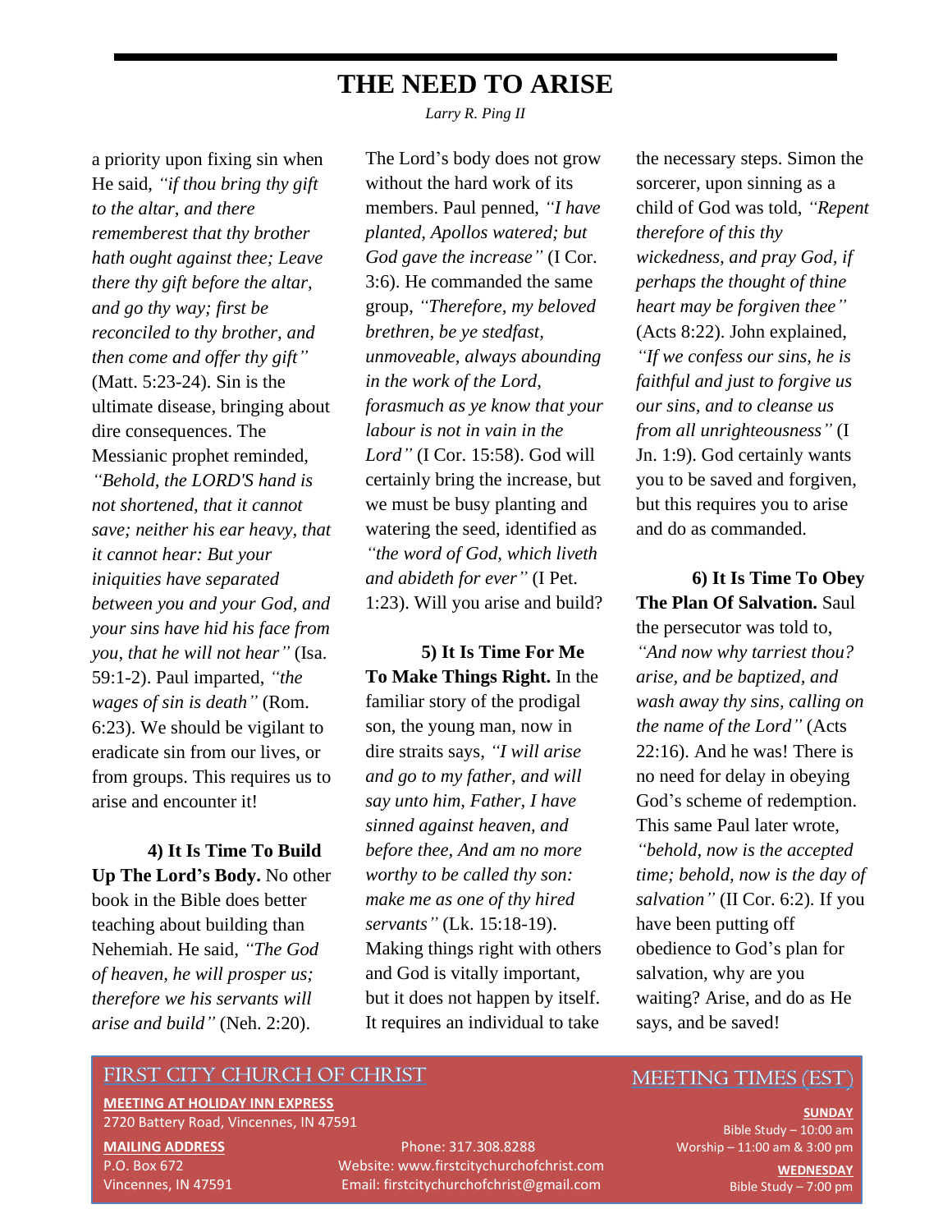# THE NEED TO ARISE

*Larry R. Ping II*

a priority upon fixing sin when He said, *"if thou bring thy gift to the altar, and there rememberest that thy brother hath ought against thee; Leave there thy gift before the altar, and go thy way; first be reconciled to thy brother, and then come and offer thy gift"* (Matt. 5:23-24). Sin is the ultimate disease, bringing about dire consequences. The Messianic prophet reminded, *"Behold, the LORD'S hand is not shortened, that it cannot save; neither his ear heavy, that it cannot hear: But your iniquities have separated between you and your God, and your sins have hid his face from you, that he will not hear"* (Isa. 59:1-2). Paul imparted, *"the wages of sin is death"* (Rom. 6:23). We should be vigilant to eradicate sin from our lives, or from groups. This requires us to arise and encounter it!

**4) It Is Time To Build Up The Lord's Body.** No other book in the Bible does better teaching about building than Nehemiah. He said, *"The God of heaven, he will prosper us; therefore we his servants will arise and build"* (Neh. 2:20). The Lord's body does not grow without the hard work of its members. Paul penned, *"I have planted, Apollos watered; but God gave the increase"* (I Cor. 3:6). He commanded the same group, *"Therefore, my beloved brethren, be ye stedfast, unmoveable, always abounding in the work of the Lord, forasmuch as ye know that your labour is not in vain in the Lord"* (I Cor. 15:58). God will certainly bring the increase, but we must be busy planting and watering the seed, identified as *"the word of God, which liveth and abideth for ever"* (I Pet. 1:23). Will you arise and build?

**5) It Is Time For Me To Make Things Right.** In the familiar story of the prodigal son, the young man, now in dire straits says, *"I will arise and go to my father, and will say unto him, Father, I have sinned against heaven, and before thee, And am no more worthy to be called thy son: make me as one of thy hired servants"* (Lk. 15:18-19). Making things right with others and God is vitally important, but it does not happen by itself. It requires an individual to take the necessary steps. Simon the sorcerer, upon sinning as a child of God was told, *"Repent therefore of this thy wickedness, and pray God, if perhaps the thought of thine heart may be forgiven thee"* (Acts 8:22). John explained, *"If we confess our sins, he is faithful and just to forgive us our sins, and to cleanse us from all unrighteousness"* (I Jn. 1:9). God certainly wants you to be saved and forgiven, but this requires you to arise and do as commanded.

**6) It Is Time To Obey The Plan Of Salvation.** Saul the persecutor was told to, *"And now why tarriest thou? arise, and be baptized, and wash away thy sins, calling on the name of the Lord"* (Acts 22:16). And he was! There is no need for delay in obeying God's scheme of redemption. This same Paul later wrote, *"behold, now is the accepted time; behold, now is the day of salvation"* (II Cor. 6:2). If you have been putting off obedience to God's plan for salvation, why are you waiting? Arise, and do as He says, and be saved!

---

## FIRST CITY CHURCH OF CHRIST

**MEETING AT HOLIDAY INN EXPRESS**
2720 Battery Road, Vincennes, IN 47591

**MAILING ADDRESS**
P.O. Box 672
Vincennes, IN 47591

Phone: 317.308.8288
Website: www.firstcitychurchofchrist.com
Email: firstcitychurchofchrist@gmail.com

## MEETING TIMES (EST)

**SUNDAY**
Bible Study – 10:00 am
Worship – 11:00 am & 3:00 pm

**WEDNESDAY**
Bible Study – 7:00 pm